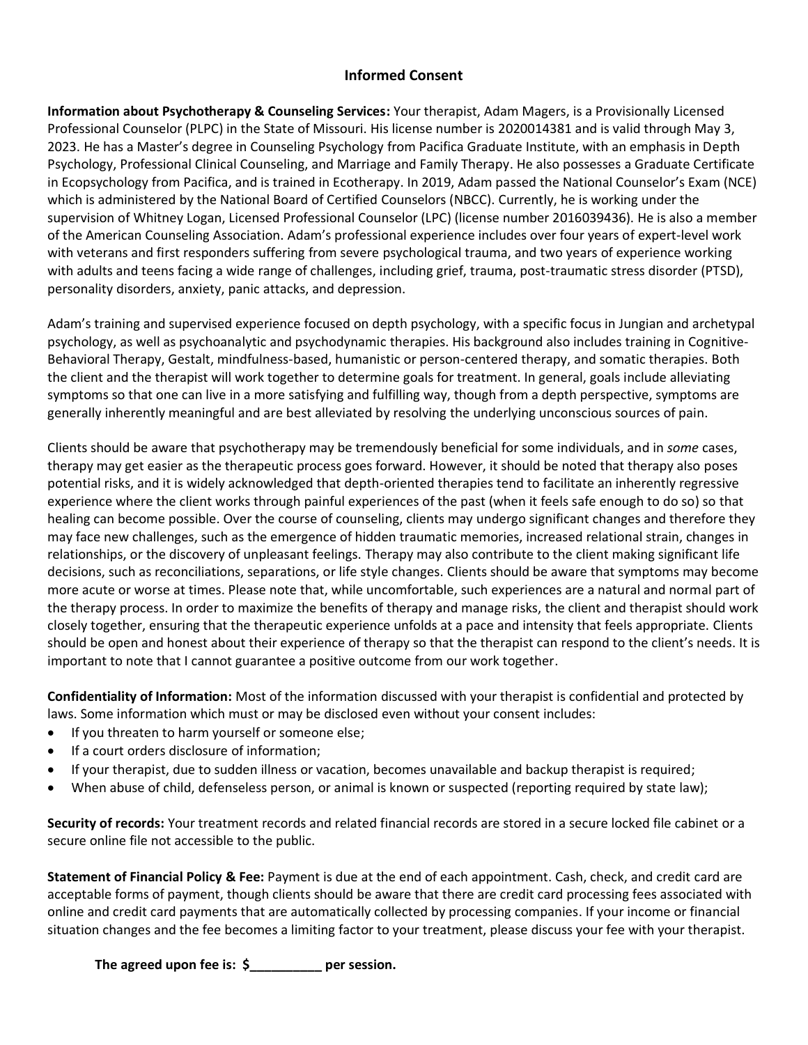## Informed Consent

**Information about Psychotherapy & Counseling Services:** Your therapist, Adam Magers, is a Provisionally Licensed Professional Counselor (PLPC) in the State of Missouri. His license number is 2020014381 and is valid through May 3, 2023. He has a Master's degree in Counseling Psychology from Pacifica Graduate Institute, with an emphasis in Depth Psychology, Professional Clinical Counseling, and Marriage and Family Therapy. He also possesses a Graduate Certificate in Ecopsychology from Pacifica, and is trained in Ecotherapy. In 2019, Adam passed the National Counselor's Exam (NCE) which is administered by the National Board of Certified Counselors (NBCC). Currently, he is working under the supervision of Whitney Logan, Licensed Professional Counselor (LPC) (license number 2016039436). He is also a member of the American Counseling Association. Adam's professional experience includes over four years of expert-level work with veterans and first responders suffering from severe psychological trauma, and two years of experience working with adults and teens facing a wide range of challenges, including grief, trauma, post-traumatic stress disorder (PTSD), personality disorders, anxiety, panic attacks, and depression.

Adam's training and supervised experience focused on depth psychology, with a specific focus in Jungian and archetypal psychology, as well as psychoanalytic and psychodynamic therapies. His background also includes training in Cognitive-Behavioral Therapy, Gestalt, mindfulness-based, humanistic or person-centered therapy, and somatic therapies. Both the client and the therapist will work together to determine goals for treatment. In general, goals include alleviating symptoms so that one can live in a more satisfying and fulfilling way, though from a depth perspective, symptoms are generally inherently meaningful and are best alleviated by resolving the underlying unconscious sources of pain.

Clients should be aware that psychotherapy may be tremendously beneficial for some individuals, and in *some* cases, therapy may get easier as the therapeutic process goes forward. However, it should be noted that therapy also poses potential risks, and it is widely acknowledged that depth-oriented therapies tend to facilitate an inherently regressive experience where the client works through painful experiences of the past (when it feels safe enough to do so) so that healing can become possible. Over the course of counseling, clients may undergo significant changes and therefore they may face new challenges, such as the emergence of hidden traumatic memories, increased relational strain, changes in relationships, or the discovery of unpleasant feelings. Therapy may also contribute to the client making significant life decisions, such as reconciliations, separations, or life style changes. Clients should be aware that symptoms may become more acute or worse at times. Please note that, while uncomfortable, such experiences are a natural and normal part of the therapy process. In order to maximize the benefits of therapy and manage risks, the client and therapist should work closely together, ensuring that the therapeutic experience unfolds at a pace and intensity that feels appropriate. Clients should be open and honest about their experience of therapy so that the therapist can respond to the client's needs. It is important to note that I cannot guarantee a positive outcome from our work together.

**Confidentiality of Information:** Most of the information discussed with your therapist is confidential and protected by laws. Some information which must or may be disclosed even without your consent includes:

- If you threaten to harm yourself or someone else;
- If a court orders disclosure of information;
- If your therapist, due to sudden illness or vacation, becomes unavailable and backup therapist is required;
- When abuse of child, defenseless person, or animal is known or suspected (reporting required by state law);

**Security of records:** Your treatment records and related financial records are stored in a secure locked file cabinet or a secure online file not accessible to the public.

**Statement of Financial Policy & Fee:** Payment is due at the end of each appointment. Cash, check, and credit card are acceptable forms of payment, though clients should be aware that there are credit card processing fees associated with online and credit card payments that are automatically collected by processing companies. If your income or financial situation changes and the fee becomes a limiting factor to your treatment, please discuss your fee with your therapist.

**The agreed upon fee is: $__________ per session.**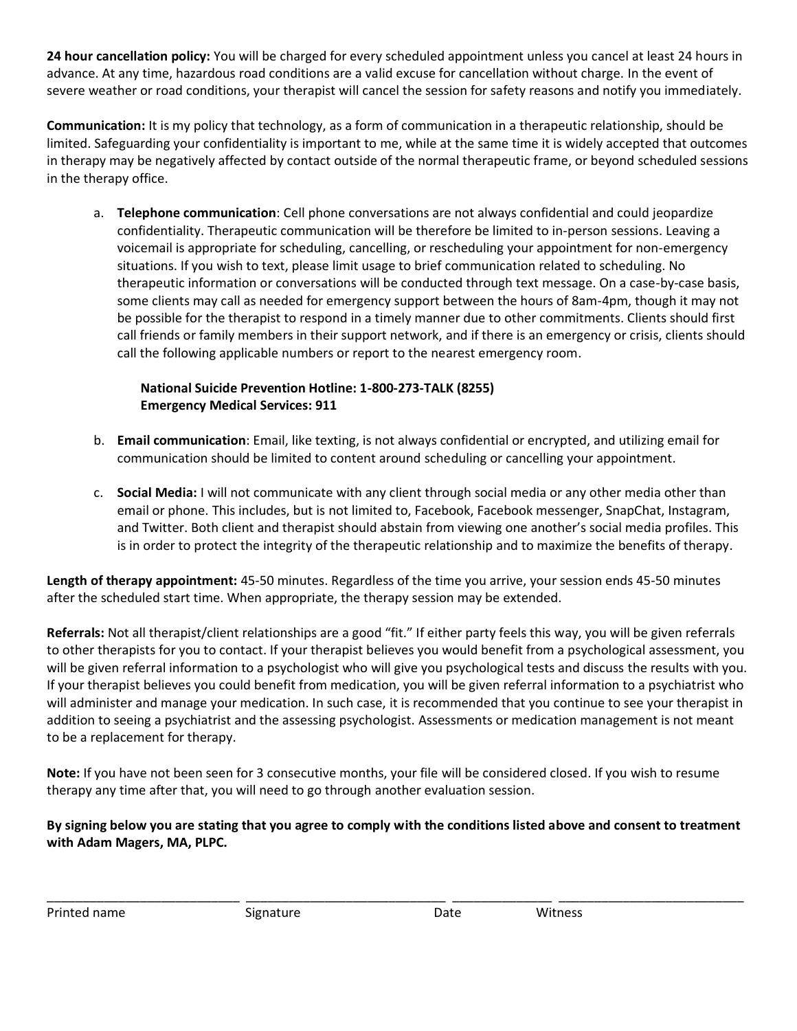**24 hour cancellation policy:** You will be charged for every scheduled appointment unless you cancel at least 24 hours in advance. At any time, hazardous road conditions are a valid excuse for cancellation without charge. In the event of severe weather or road conditions, your therapist will cancel the session for safety reasons and notify you immediately.

**Communication:** It is my policy that technology, as a form of communication in a therapeutic relationship, should be limited. Safeguarding your confidentiality is important to me, while at the same time it is widely accepted that outcomes in therapy may be negatively affected by contact outside of the normal therapeutic frame, or beyond scheduled sessions in the therapy office.

a. **Telephone communication**: Cell phone conversations are not always confidential and could jeopardize confidentiality. Therapeutic communication will be therefore be limited to in-person sessions. Leaving a voicemail is appropriate for scheduling, cancelling, or rescheduling your appointment for non-emergency situations. If you wish to text, please limit usage to brief communication related to scheduling. No therapeutic information or conversations will be conducted through text message. On a case-by-case basis, some clients may call as needed for emergency support between the hours of 8am-4pm, though it may not be possible for the therapist to respond in a timely manner due to other commitments. Clients should first call friends or family members in their support network, and if there is an emergency or crisis, clients should call the following applicable numbers or report to the nearest emergency room.

   **National Suicide Prevention Hotline: 1-800-273-TALK (8255)**
   **Emergency Medical Services: 911**

b. **Email communication**: Email, like texting, is not always confidential or encrypted, and utilizing email for communication should be limited to content around scheduling or cancelling your appointment.

c. **Social Media:** I will not communicate with any client through social media or any other media other than email or phone. This includes, but is not limited to, Facebook, Facebook messenger, SnapChat, Instagram, and Twitter. Both client and therapist should abstain from viewing one another's social media profiles. This is in order to protect the integrity of the therapeutic relationship and to maximize the benefits of therapy.

**Length of therapy appointment:** 45-50 minutes. Regardless of the time you arrive, your session ends 45-50 minutes after the scheduled start time. When appropriate, the therapy session may be extended.

**Referrals:** Not all therapist/client relationships are a good "fit." If either party feels this way, you will be given referrals to other therapists for you to contact. If your therapist believes you would benefit from a psychological assessment, you will be given referral information to a psychologist who will give you psychological tests and discuss the results with you. If your therapist believes you could benefit from medication, you will be given referral information to a psychiatrist who will administer and manage your medication. In such case, it is recommended that you continue to see your therapist in addition to seeing a psychiatrist and the assessing psychologist. Assessments or medication management is not meant to be a replacement for therapy.

**Note:** If you have not been seen for 3 consecutive months, your file will be considered closed. If you wish to resume therapy any time after that, you will need to go through another evaluation session.

**By signing below you are stating that you agree to comply with the conditions listed above and consent to treatment with Adam Magers, MA, PLPC.**

| | | | |
|---|---|---|---|
| ___________________________ | ___________________________ | ______________ | ___________________________ |
| Printed name | Signature | Date | Witness |